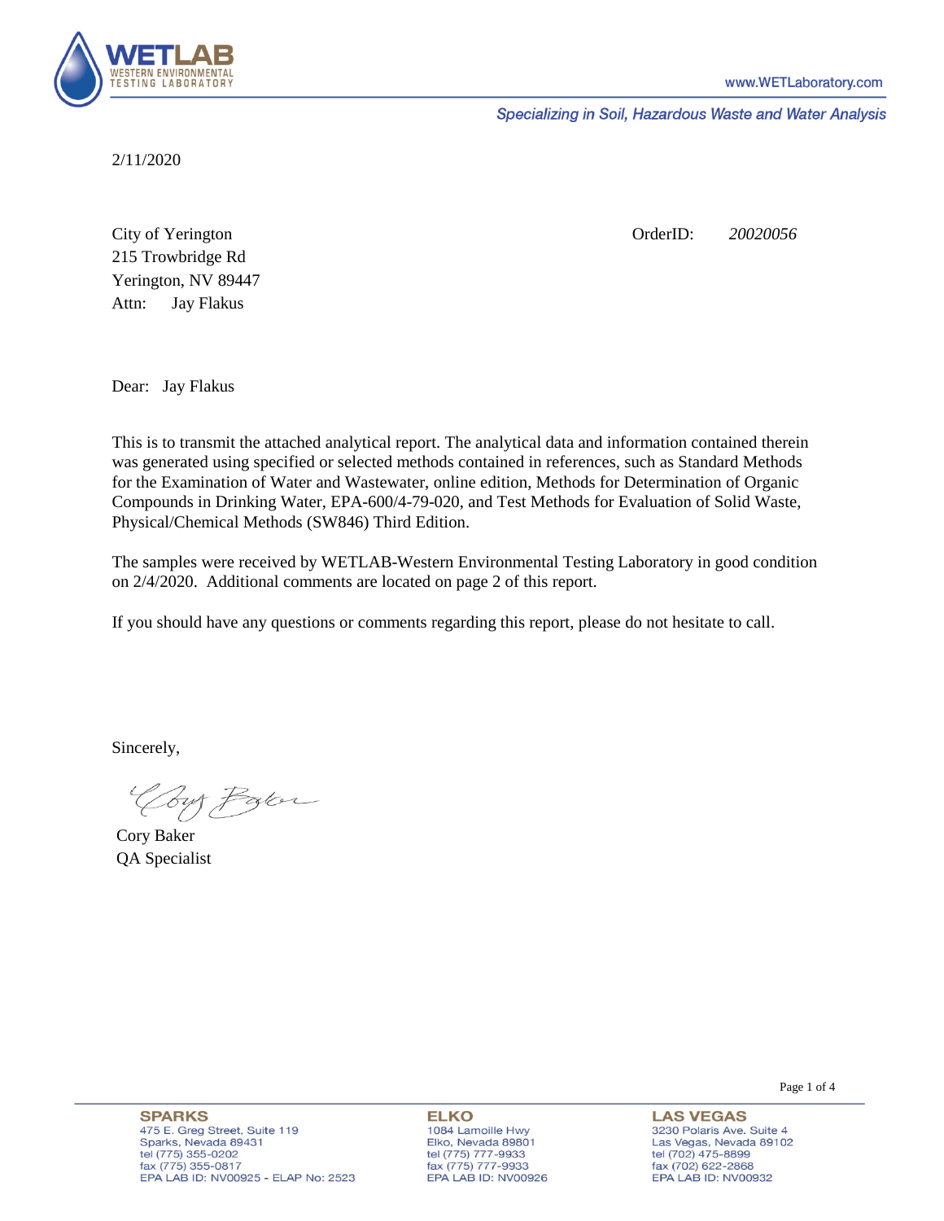**WETLAB** WESTERN ENVIRONMENTAL TESTING LABORATORY

www.WETLaboratory.com

*Specializing in Soil, Hazardous Waste and Water Analysis*

2/11/2020

City of Yerington
215 Trowbridge Rd
Yerington, NV 89447
Attn: Jay Flakus

OrderID: *20020056*

Dear: Jay Flakus

This is to transmit the attached analytical report. The analytical data and information contained therein was generated using specified or selected methods contained in references, such as Standard Methods for the Examination of Water and Wastewater, online edition, Methods for Determination of Organic Compounds in Drinking Water, EPA-600/4-79-020, and Test Methods for Evaluation of Solid Waste, Physical/Chemical Methods (SW846) Third Edition.

The samples were received by WETLAB-Western Environmental Testing Laboratory in good condition on 2/4/2020. Additional comments are located on page 2 of this report.

If you should have any questions or comments regarding this report, please do not hesitate to call.

Sincerely,

Cory Baker
QA Specialist

**SPARKS**
475 E. Greg Street, Suite 119
Sparks, Nevada 89431
tel (775) 355-0202
fax (775) 355-0817
EPA LAB ID: NV00925 - ELAP No: 2523

**ELKO**
1084 Lamoille Hwy
Elko, Nevada 89801
tel (775) 777-9933
fax (775) 777-9933
EPA LAB ID: NV00926

**LAS VEGAS**
3230 Polaris Ave. Suite 4
Las Vegas, Nevada 89102
tel (702) 475-8899
fax (702) 622-2868
EPA LAB ID: NV00932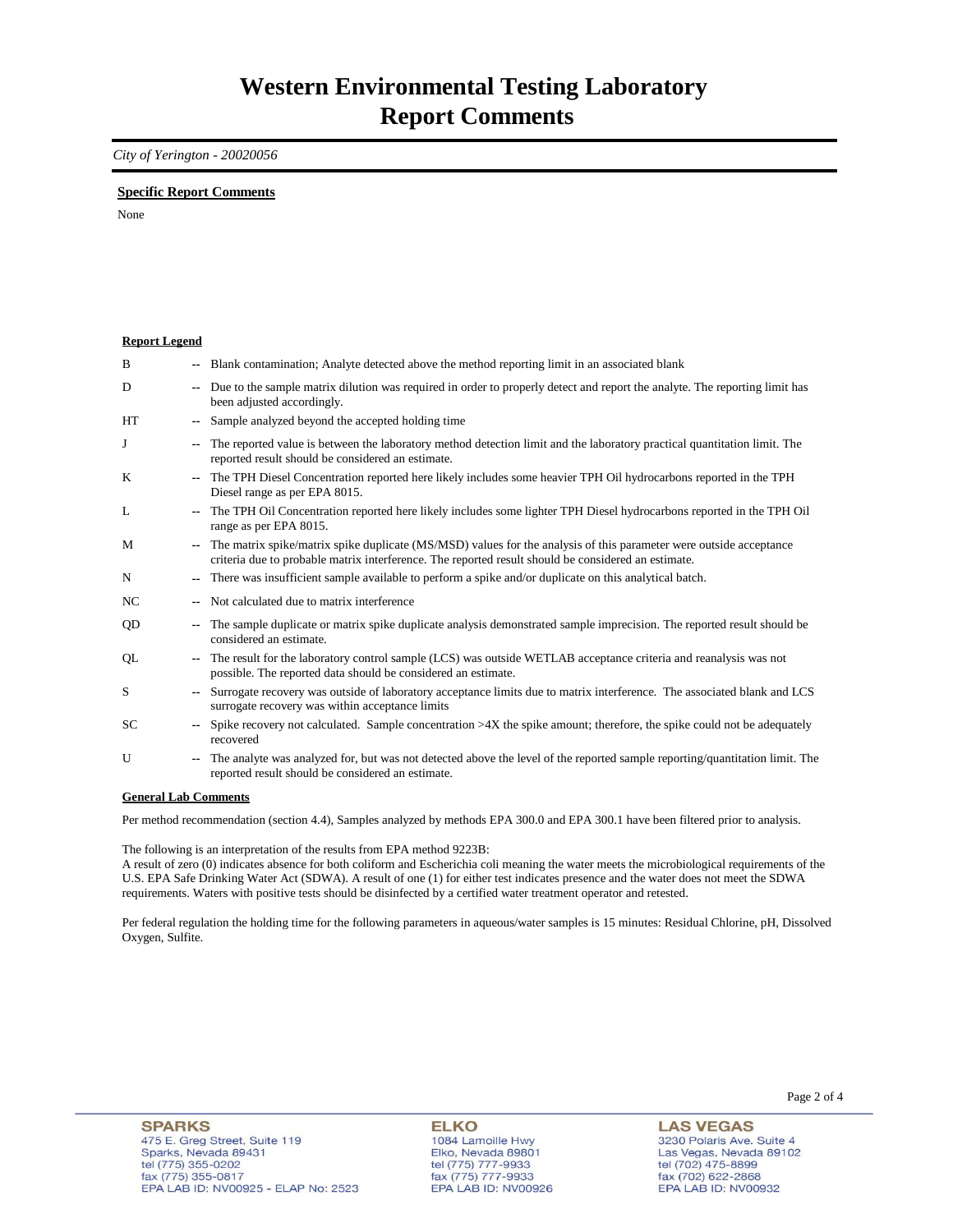# Western Environmental Testing Laboratory
# Report Comments

*City of Yerington - 20020056*

**Specific Report Comments**

None

**Report Legend**

| | | |
|---|---|---|
| B | -- | Blank contamination; Analyte detected above the method reporting limit in an associated blank |
| D | -- | Due to the sample matrix dilution was required in order to properly detect and report the analyte. The reporting limit has been adjusted accordingly. |
| HT | -- | Sample analyzed beyond the accepted holding time |
| J | -- | The reported value is between the laboratory method detection limit and the laboratory practical quantitation limit. The reported result should be considered an estimate. |
| K | -- | The TPH Diesel Concentration reported here likely includes some heavier TPH Oil hydrocarbons reported in the TPH Diesel range as per EPA 8015. |
| L | -- | The TPH Oil Concentration reported here likely includes some lighter TPH Diesel hydrocarbons reported in the TPH Oil range as per EPA 8015. |
| M | -- | The matrix spike/matrix spike duplicate (MS/MSD) values for the analysis of this parameter were outside acceptance criteria due to probable matrix interference. The reported result should be considered an estimate. |
| N | -- | There was insufficient sample available to perform a spike and/or duplicate on this analytical batch. |
| NC | -- | Not calculated due to matrix interference |
| QD | -- | The sample duplicate or matrix spike duplicate analysis demonstrated sample imprecision. The reported result should be considered an estimate. |
| QL | -- | The result for the laboratory control sample (LCS) was outside WETLAB acceptance criteria and reanalysis was not possible. The reported data should be considered an estimate. |
| S | -- | Surrogate recovery was outside of laboratory acceptance limits due to matrix interference. The associated blank and LCS surrogate recovery was within acceptance limits |
| SC | -- | Spike recovery not calculated. Sample concentration >4X the spike amount; therefore, the spike could not be adequately recovered |
| U | -- | The analyte was analyzed for, but was not detected above the level of the reported sample reporting/quantitation limit. The reported result should be considered an estimate. |

**General Lab Comments**

Per method recommendation (section 4.4), Samples analyzed by methods EPA 300.0 and EPA 300.1 have been filtered prior to analysis.

The following is an interpretation of the results from EPA method 9223B:
A result of zero (0) indicates absence for both coliform and Escherichia coli meaning the water meets the microbiological requirements of the U.S. EPA Safe Drinking Water Act (SDWA). A result of one (1) for either test indicates presence and the water does not meet the SDWA requirements. Waters with positive tests should be disinfected by a certified water treatment operator and retested.

Per federal regulation the holding time for the following parameters in aqueous/water samples is 15 minutes: Residual Chlorine, pH, Dissolved Oxygen, Sulfite.

**SPARKS**
475 E. Greg Street, Suite 119
Sparks, Nevada 89431
tel (775) 355-0202
fax (775) 355-0817
EPA LAB ID: NV00925 - ELAP No: 2523

**ELKO**
1084 Lamoille Hwy
Elko, Nevada 89801
tel (775) 777-9933
fax (775) 777-9933
EPA LAB ID: NV00926

**LAS VEGAS**
3230 Polaris Ave. Suite 4
Las Vegas, Nevada 89102
tel (702) 475-8899
fax (702) 622-2868
EPA LAB ID: NV00932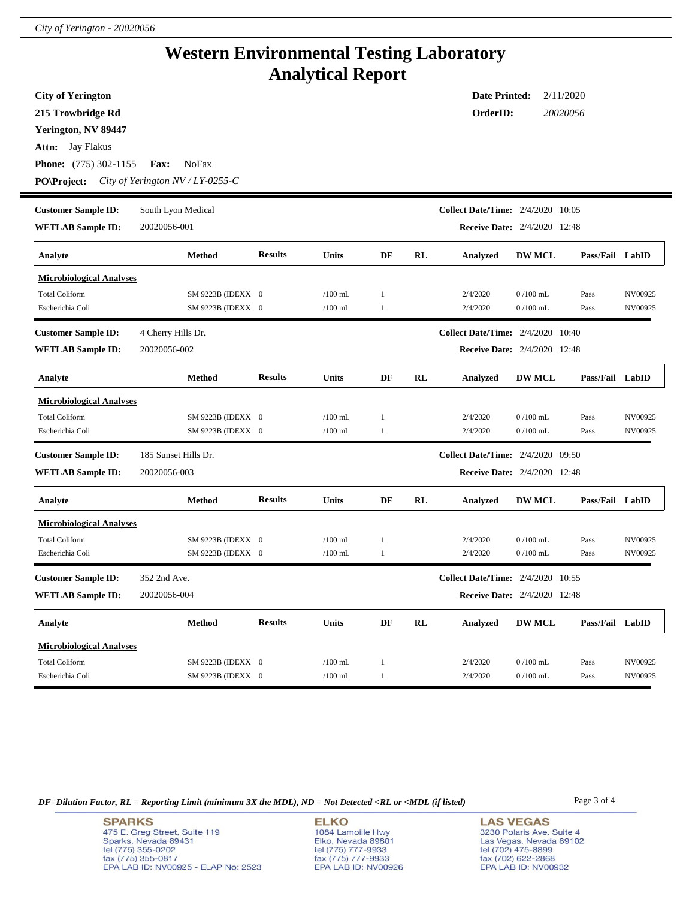# Western Environmental Testing Laboratory
# Analytical Report

**City of Yerington**
**215 Trowbridge Rd**
**Yerington, NV 89447**
**Attn:** Jay Flakus
**Phone:** (775) 302-1155 **Fax:** NoFax
**PO\Project:** *City of Yerington NV / LY-0255-C*

**Date Printed:** 2/11/2020
**OrderID:** *20020056*

---

**Customer Sample ID:** South Lyon Medical
**WETLAB Sample ID:** 20020056-001
**Collect Date/Time:** 2/4/2020 10:05
**Receive Date:** 2/4/2020 12:48

| Analyte | Method | Results | Units | DF | RL | Analyzed | DW MCL | Pass/Fail | LabID |
|---|---|---|---|---|---|---|---|---|---|
| **Microbiological Analyses** | | | | | | | | | |
| Total Coliform | SM 9223B (IDEXX | 0 | /100 mL | 1 | | 2/4/2020 | 0 /100 mL | Pass | NV00925 |
| Escherichia Coli | SM 9223B (IDEXX | 0 | /100 mL | 1 | | 2/4/2020 | 0 /100 mL | Pass | NV00925 |

**Customer Sample ID:** 4 Cherry Hills Dr.
**WETLAB Sample ID:** 20020056-002
**Collect Date/Time:** 2/4/2020 10:40
**Receive Date:** 2/4/2020 12:48

| Analyte | Method | Results | Units | DF | RL | Analyzed | DW MCL | Pass/Fail | LabID |
|---|---|---|---|---|---|---|---|---|---|
| **Microbiological Analyses** | | | | | | | | | |
| Total Coliform | SM 9223B (IDEXX | 0 | /100 mL | 1 | | 2/4/2020 | 0 /100 mL | Pass | NV00925 |
| Escherichia Coli | SM 9223B (IDEXX | 0 | /100 mL | 1 | | 2/4/2020 | 0 /100 mL | Pass | NV00925 |

**Customer Sample ID:** 185 Sunset Hills Dr.
**WETLAB Sample ID:** 20020056-003
**Collect Date/Time:** 2/4/2020 09:50
**Receive Date:** 2/4/2020 12:48

| Analyte | Method | Results | Units | DF | RL | Analyzed | DW MCL | Pass/Fail | LabID |
|---|---|---|---|---|---|---|---|---|---|
| **Microbiological Analyses** | | | | | | | | | |
| Total Coliform | SM 9223B (IDEXX | 0 | /100 mL | 1 | | 2/4/2020 | 0 /100 mL | Pass | NV00925 |
| Escherichia Coli | SM 9223B (IDEXX | 0 | /100 mL | 1 | | 2/4/2020 | 0 /100 mL | Pass | NV00925 |

**Customer Sample ID:** 352 2nd Ave.
**WETLAB Sample ID:** 20020056-004
**Collect Date/Time:** 2/4/2020 10:55
**Receive Date:** 2/4/2020 12:48

| Analyte | Method | Results | Units | DF | RL | Analyzed | DW MCL | Pass/Fail | LabID |
|---|---|---|---|---|---|---|---|---|---|
| **Microbiological Analyses** | | | | | | | | | |
| Total Coliform | SM 9223B (IDEXX | 0 | /100 mL | 1 | | 2/4/2020 | 0 /100 mL | Pass | NV00925 |
| Escherichia Coli | SM 9223B (IDEXX | 0 | /100 mL | 1 | | 2/4/2020 | 0 /100 mL | Pass | NV00925 |

***DF=Dilution Factor, RL = Reporting Limit (minimum 3X the MDL), ND = Not Detected <RL or <MDL (if listed)***

**SPARKS**
475 E. Greg Street, Suite 119
Sparks, Nevada 89431
tel (775) 355-0202
fax (775) 355-0817
EPA LAB ID: NV00925 - ELAP No: 2523

**ELKO**
1084 Lamoille Hwy
Elko, Nevada 89801
tel (775) 777-9933
fax (775) 777-9933
EPA LAB ID: NV00926

**LAS VEGAS**
3230 Polaris Ave. Suite 4
Las Vegas, Nevada 89102
tel (702) 475-8899
fax (702) 622-2868
EPA LAB ID: NV00932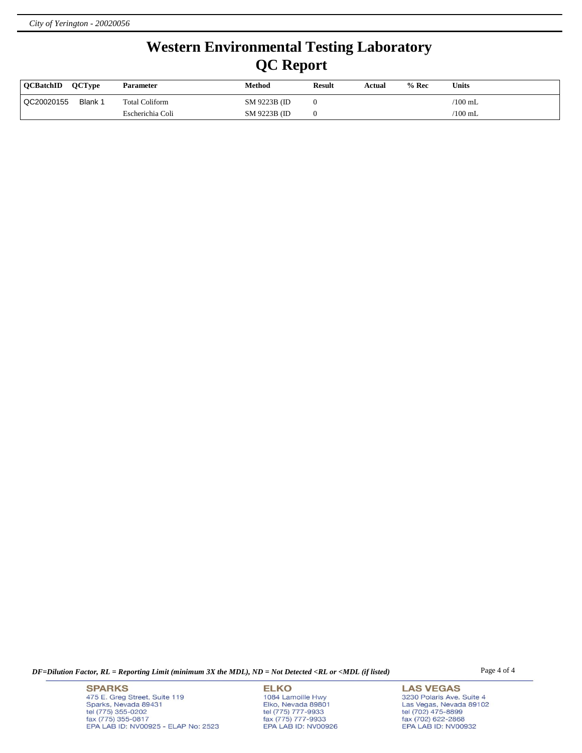# Western Environmental Testing Laboratory
## QC Report

| QCBatchID | QCType | Parameter | Method | Result | Actual | % Rec | Units |
|---|---|---|---|---|---|---|---|
| QC20020155 | Blank 1 | Total Coliform | SM 9223B (ID | 0 | | | /100 mL |
| | | Escherichia Coli | SM 9223B (ID | 0 | | | /100 mL |

***DF=Dilution Factor, RL = Reporting Limit (minimum 3X the MDL), ND = Not Detected <RL or <MDL (if listed)***

**SPARKS**
475 E. Greg Street, Suite 119
Sparks, Nevada 89431
tel (775) 355-0202
fax (775) 355-0817
EPA LAB ID: NV00925 - ELAP No: 2523

**ELKO**
1084 Lamoille Hwy
Elko, Nevada 89801
tel (775) 777-9933
fax (775) 777-9933
EPA LAB ID: NV00926

**LAS VEGAS**
3230 Polaris Ave. Suite 4
Las Vegas, Nevada 89102
tel (702) 475-8899
fax (702) 622-2868
EPA LAB ID: NV00932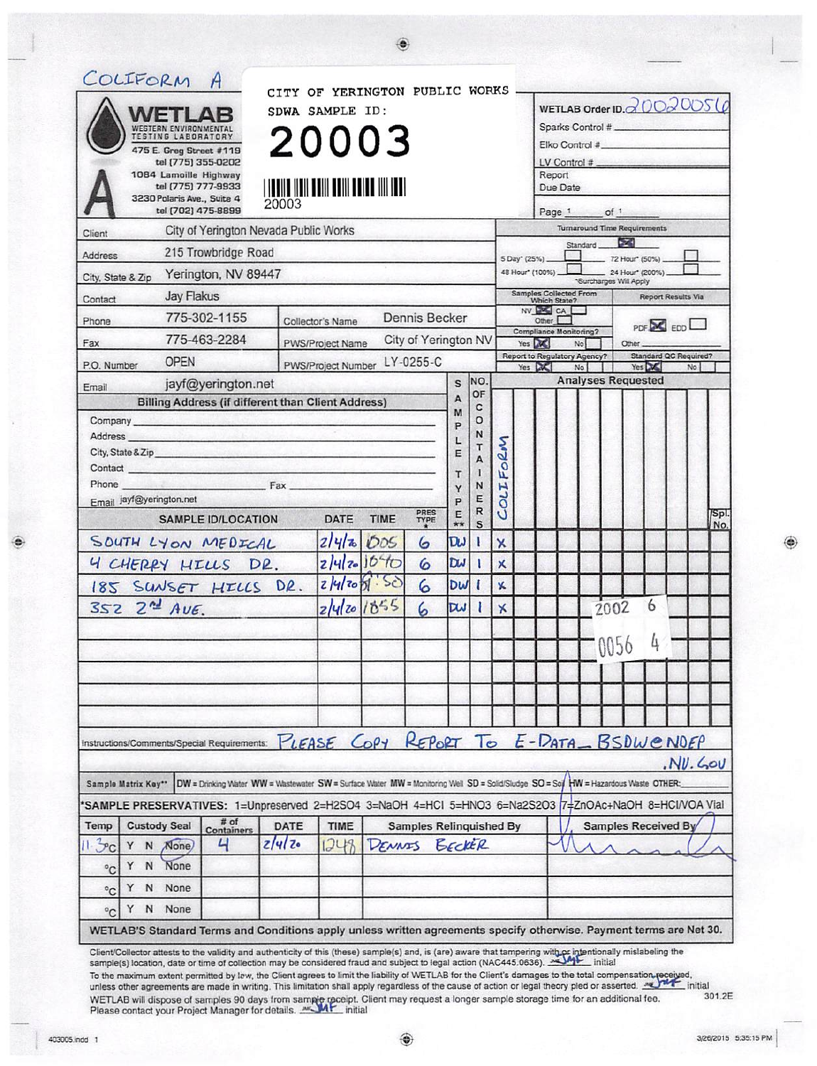COLIFORM A

CITY OF YERINGTON PUBLIC WORKS
SDWA SAMPLE ID:

# 20003

20003

**WETLAB**
WESTERN ENVIRONMENTAL TESTING LABORATORY
475 E. Greg Street #119
tel (775) 355-0202
1084 Lamoille Highway
tel (775) 777-9933
3230 Polaris Ave., Suite 4
tel (702) 475-8899

WETLAB Order ID. 2002005 6
Sparks Control #
Elko Control #
LV Control #
Report Due Date
Page 1 of 1

| | | | |
|---|---|---|---|
| Client | City of Yerington Nevada Public Works | | |
| Address | 215 Trowbridge Road | | |
| City, State & Zip | Yerington, NV 89447 | | |
| Contact | Jay Flakus | | |
| Phone | 775-302-1155 | Collector's Name | Dennis Becker |
| Fax | 775-463-2284 | PWS/Project Name | City of Yerington NV |
| P.O. Number | OPEN | PWS/Project Number | LY-0255-C |
| Email | jayf@yerington.net | | |

**Turnaround Time Requirements**
Standard [X]
5 Day* (25%) [ ] 72 Hour* (50%) [ ]
48 Hour* (100%) [ ] 24 Hour* (200%) [ ]
*Surcharges Will Apply

Samples Collected From Which State? NV [X] CA [ ] Other [ ]
Report Results Via: PDF [X] EDD [ ] Other
Compliance Monitoring? Yes [X] No [ ]
Report to Regulatory Agency? Yes [X] No [ ]
Standard QC Required? Yes [X] No [ ]

**Billing Address (if different than Client Address)**
Company
Address
City, State & Zip
Contact
Phone Fax
Email jayf@yerington.net

| SAMPLE ID/LOCATION | DATE | TIME | PRES TYPE* | SAMPLE TYPE** | NO. OF CONTAINERS | COLIFORM | Spl. No. |
|---|---|---|---|---|---|---|---|
| SOUTH LYON MEDICAL | 2/4/20 | 1005 | 6 | DW | 1 | X | |
| 4 CHERRY HILLS DR. | 2/4/20 | 1040 | 6 | DW | 1 | X | |
| 185 SUNSET HILLS DR. | 2/4/20 | 9:50 | 6 | DW | 1 | X | |
| 352 2nd AVE. | 2/4/20 | 1855 | 6 | DW | 1 | X | |

Analyses Requested

2002 6
0056 4

Instructions/Comments/Special Requirements: PLEASE COPY REPORT TO E-DATA_BSDW@NDEP.NV.GOV

Sample Matrix Key** DW = Drinking Water WW = Wastewater SW = Surface Water MW = Monitoring Well SD = Solid/Sludge SO = Soil HW = Hazardous Waste OTHER:

*SAMPLE PRESERVATIVES: 1=Unpreserved 2=H2SO4 3=NaOH 4=HCl 5=HNO3 6=Na2S2O3 7=ZnOAc+NaOH 8=HCl/VOA Vial

| Temp | Custody Seal | # of Containers | DATE | TIME | Samples Relinquished By | Samples Received By |
|---|---|---|---|---|---|---|
| 11.3 °C | Y N (None) | 4 | 2/4/20 | 1248 | DENNIS BECKER | [signature] |
| °C | Y N None | | | | | |
| °C | Y N None | | | | | |
| °C | Y N None | | | | | |

**WETLAB'S Standard Terms and Conditions apply unless written agreements specify otherwise. Payment terms are Net 30.**

Client/Collector attests to the validity and authenticity of this (these) sample(s) and, is (are) aware that tampering with or intentionally mislabeling the sample(s) location, date or time of collection may be considered fraud and subject to legal action (NAC445.0636). JMF initial

To the maximum extent permitted by law, the Client agrees to limit the liability of WETLAB for the Client's damages to the total compensation received, unless other agreements are made in writing. This limitation shall apply regardless of the cause of action or legal theory pled or asserted. JMF initial

WETLAB will dispose of samples 90 days from sample receipt. Client may request a longer sample storage time for an additional fee. Please contact your Project Manager for details. JMF initial

301.2E